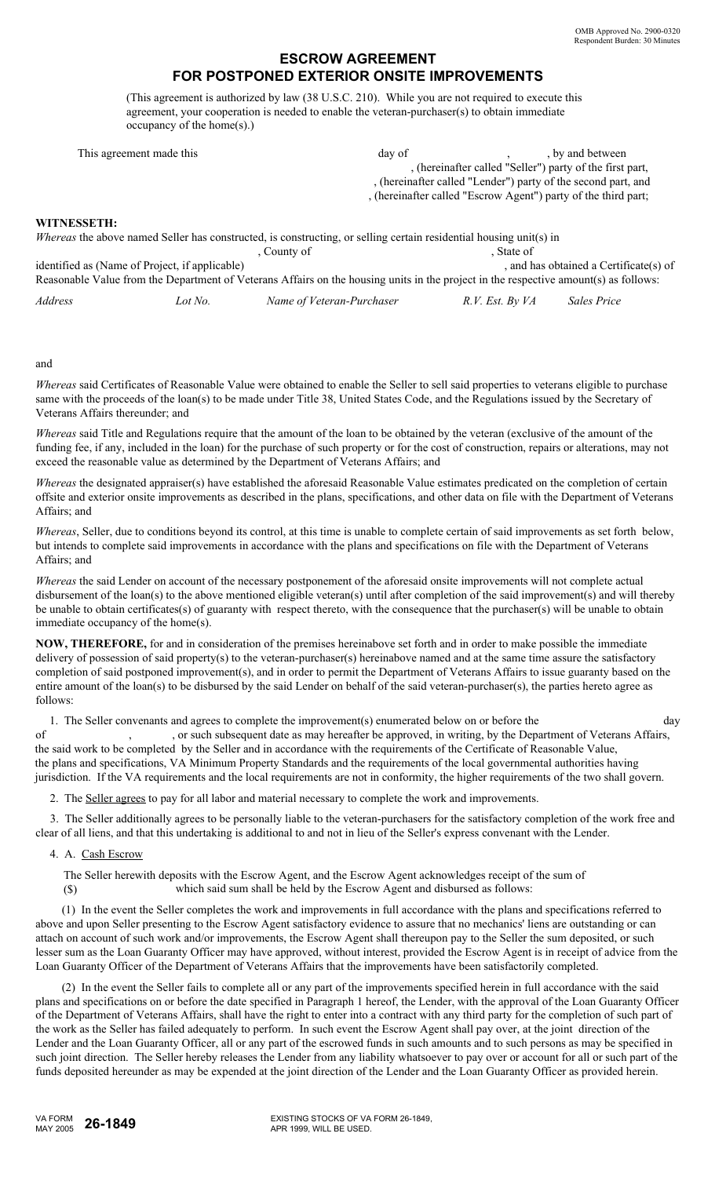OMB Approved No. 2900-0320
Respondent Burden: 30 Minutes

# ESCROW AGREEMENT
# FOR POSTPONED EXTERIOR ONSITE IMPROVEMENTS

(This agreement is authorized by law (38 U.S.C. 210). While you are not required to execute this agreement, your cooperation is needed to enable the veteran-purchaser(s) to obtain immediate occupancy of the home(s).)

This agreement made this day of , , by and between
, (hereinafter called "Seller") party of the first part,
, (hereinafter called "Lender") party of the second part, and
, (hereinafter called "Escrow Agent") party of the third part;

**WITNESSETH:**

*Whereas* the above named Seller has constructed, is constructing, or selling certain residential housing unit(s) in , County of , State of identified as (Name of Project, if applicable) , and has obtained a Certificate(s) of Reasonable Value from the Department of Veterans Affairs on the housing units in the project in the respective amount(s) as follows:

| *Address* | *Lot No.* | *Name of Veteran-Purchaser* | *R.V. Est. By VA* | *Sales Price* |
|---|---|---|---|---|
| | | | | |

and

*Whereas* said Certificates of Reasonable Value were obtained to enable the Seller to sell said properties to veterans eligible to purchase same with the proceeds of the loan(s) to be made under Title 38, United States Code, and the Regulations issued by the Secretary of Veterans Affairs thereunder; and

*Whereas* said Title and Regulations require that the amount of the loan to be obtained by the veteran (exclusive of the amount of the funding fee, if any, included in the loan) for the purchase of such property or for the cost of construction, repairs or alterations, may not exceed the reasonable value as determined by the Department of Veterans Affairs; and

*Whereas* the designated appraiser(s) have established the aforesaid Reasonable Value estimates predicated on the completion of certain offsite and exterior onsite improvements as described in the plans, specifications, and other data on file with the Department of Veterans Affairs; and

*Whereas*, Seller, due to conditions beyond its control, at this time is unable to complete certain of said improvements as set forth below, but intends to complete said improvements in accordance with the plans and specifications on file with the Department of Veterans Affairs; and

*Whereas* the said Lender on account of the necessary postponement of the aforesaid onsite improvements will not complete actual disbursement of the loan(s) to the above mentioned eligible veteran(s) until after completion of the said improvement(s) and will thereby be unable to obtain certificates(s) of guaranty with respect thereto, with the consequence that the purchaser(s) will be unable to obtain immediate occupancy of the home(s).

**NOW, THEREFORE,** for and in consideration of the premises hereinabove set forth and in order to make possible the immediate delivery of possession of said property(s) to the veteran-purchaser(s) hereinabove named and at the same time assure the satisfactory completion of said postponed improvement(s), and in order to permit the Department of Veterans Affairs to issue guaranty based on the entire amount of the loan(s) to be disbursed by the said Lender on behalf of the said veteran-purchaser(s), the parties hereto agree as follows:

1. The Seller convenants and agrees to complete the improvement(s) enumerated below on or before the day of , , or such subsequent date as may hereafter be approved, in writing, by the Department of Veterans Affairs, the said work to be completed by the Seller and in accordance with the requirements of the Certificate of Reasonable Value, the plans and specifications, VA Minimum Property Standards and the requirements of the local governmental authorities having jurisdiction. If the VA requirements and the local requirements are not in conformity, the higher requirements of the two shall govern.

2. The Seller agrees to pay for all labor and material necessary to complete the work and improvements.

3. The Seller additionally agrees to be personally liable to the veteran-purchasers for the satisfactory completion of the work free and clear of all liens, and that this undertaking is additional to and not in lieu of the Seller's express convenant with the Lender.

4. A. Cash Escrow

The Seller herewith deposits with the Escrow Agent, and the Escrow Agent acknowledges receipt of the sum of ($) which said sum shall be held by the Escrow Agent and disbursed as follows:

(1) In the event the Seller completes the work and improvements in full accordance with the plans and specifications referred to above and upon Seller presenting to the Escrow Agent satisfactory evidence to assure that no mechanics' liens are outstanding or can attach on account of such work and/or improvements, the Escrow Agent shall thereupon pay to the Seller the sum deposited, or such lesser sum as the Loan Guaranty Officer may have approved, without interest, provided the Escrow Agent is in receipt of advice from the Loan Guaranty Officer of the Department of Veterans Affairs that the improvements have been satisfactorily completed.

(2) In the event the Seller fails to complete all or any part of the improvements specified herein in full accordance with the said plans and specifications on or before the date specified in Paragraph 1 hereof, the Lender, with the approval of the Loan Guaranty Officer of the Department of Veterans Affairs, shall have the right to enter into a contract with any third party for the completion of such part of the work as the Seller has failed adequately to perform. In such event the Escrow Agent shall pay over, at the joint direction of the Lender and the Loan Guaranty Officer, all or any part of the escrowed funds in such amounts and to such persons as may be specified in such joint direction. The Seller hereby releases the Lender from any liability whatsoever to pay over or account for all or any such part of the funds deposited hereunder as may be expended at the joint direction of the Lender and the Loan Guaranty Officer as provided herein.

VA FORM MAY 2005 **26-1849** EXISTING STOCKS OF VA FORM 26-1849, APR 1999, WILL BE USED.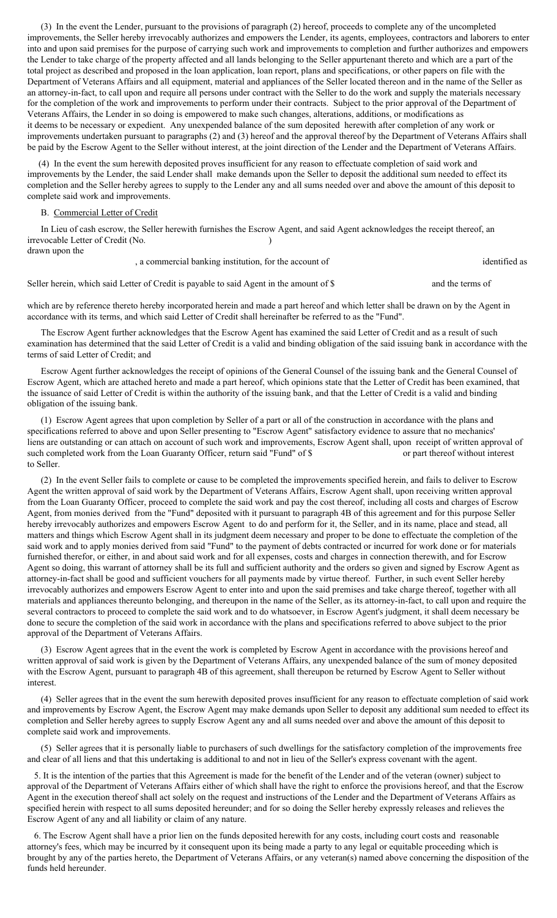(3) In the event the Lender, pursuant to the provisions of paragraph (2) hereof, proceeds to complete any of the uncompleted improvements, the Seller hereby irrevocably authorizes and empowers the Lender, its agents, employees, contractors and laborers to enter into and upon said premises for the purpose of carrying such work and improvements to completion and further authorizes and empowers the Lender to take charge of the property affected and all lands belonging to the Seller appurtenant thereto and which are a part of the total project as described and proposed in the loan application, loan report, plans and specifications, or other papers on file with the Department of Veterans Affairs and all equipment, material and appliances of the Seller located thereon and in the name of the Seller as an attorney-in-fact, to call upon and require all persons under contract with the Seller to do the work and supply the materials necessary for the completion of the work and improvements to perform under their contracts. Subject to the prior approval of the Department of Veterans Affairs, the Lender in so doing is empowered to make such changes, alterations, additions, or modifications as it deems to be necessary or expedient. Any unexpended balance of the sum deposited herewith after completion of any work or improvements undertaken pursuant to paragraphs (2) and (3) hereof and the approval thereof by the Department of Veterans Affairs shall be paid by the Escrow Agent to the Seller without interest, at the joint direction of the Lender and the Department of Veterans Affairs.

(4) In the event the sum herewith deposited proves insufficient for any reason to effectuate completion of said work and improvements by the Lender, the said Lender shall make demands upon the Seller to deposit the additional sum needed to effect its completion and the Seller hereby agrees to supply to the Lender any and all sums needed over and above the amount of this deposit to complete said work and improvements.

B. Commercial Letter of Credit

In Lieu of cash escrow, the Seller herewith furnishes the Escrow Agent, and said Agent acknowledges the receipt thereof, an irrevocable Letter of Credit (No. ) drawn upon the , a commercial banking institution, for the account of identified as Seller herein, which said Letter of Credit is payable to said Agent in the amount of $ and the terms of which are by reference thereto hereby incorporated herein and made a part hereof and which letter shall be drawn on by the Agent in accordance with its terms, and which said Letter of Credit shall hereinafter be referred to as the "Fund".

The Escrow Agent further acknowledges that the Escrow Agent has examined the said Letter of Credit and as a result of such examination has determined that the said Letter of Credit is a valid and binding obligation of the said issuing bank in accordance with the terms of said Letter of Credit; and

Escrow Agent further acknowledges the receipt of opinions of the General Counsel of the issuing bank and the General Counsel of Escrow Agent, which are attached hereto and made a part hereof, which opinions state that the Letter of Credit has been examined, that the issuance of said Letter of Credit is within the authority of the issuing bank, and that the Letter of Credit is a valid and binding obligation of the issuing bank.

(1) Escrow Agent agrees that upon completion by Seller of a part or all of the construction in accordance with the plans and specifications referred to above and upon Seller presenting to "Escrow Agent" satisfactory evidence to assure that no mechanics' liens are outstanding or can attach on account of such work and improvements, Escrow Agent shall, upon receipt of written approval of such completed work from the Loan Guaranty Officer, return said "Fund" of $ or part thereof without interest to Seller.

(2) In the event Seller fails to complete or cause to be completed the improvements specified herein, and fails to deliver to Escrow Agent the written approval of said work by the Department of Veterans Affairs, Escrow Agent shall, upon receiving written approval from the Loan Guaranty Officer, proceed to complete the said work and pay the cost thereof, including all costs and charges of Escrow Agent, from monies derived from the "Fund" deposited with it pursuant to paragraph 4B of this agreement and for this purpose Seller hereby irrevocably authorizes and empowers Escrow Agent to do and perform for it, the Seller, and in its name, place and stead, all matters and things which Escrow Agent shall in its judgment deem necessary and proper to be done to effectuate the completion of the said work and to apply monies derived from said "Fund" to the payment of debts contracted or incurred for work done or for materials furnished therefor, or either, in and about said work and for all expenses, costs and charges in connection therewith, and for Escrow Agent so doing, this warrant of attorney shall be its full and sufficient authority and the orders so given and signed by Escrow Agent as attorney-in-fact shall be good and sufficient vouchers for all payments made by virtue thereof. Further, in such event Seller hereby irrevocably authorizes and empowers Escrow Agent to enter into and upon the said premises and take charge thereof, together with all materials and appliances thereunto belonging, and thereupon in the name of the Seller, as its attorney-in-fact, to call upon and require the several contractors to proceed to complete the said work and to do whatsoever, in Escrow Agent's judgment, it shall deem necessary be done to secure the completion of the said work in accordance with the plans and specifications referred to above subject to the prior approval of the Department of Veterans Affairs.

(3) Escrow Agent agrees that in the event the work is completed by Escrow Agent in accordance with the provisions hereof and written approval of said work is given by the Department of Veterans Affairs, any unexpended balance of the sum of money deposited with the Escrow Agent, pursuant to paragraph 4B of this agreement, shall thereupon be returned by Escrow Agent to Seller without interest.

(4) Seller agrees that in the event the sum herewith deposited proves insufficient for any reason to effectuate completion of said work and improvements by Escrow Agent, the Escrow Agent may make demands upon Seller to deposit any additional sum needed to effect its completion and Seller hereby agrees to supply Escrow Agent any and all sums needed over and above the amount of this deposit to complete said work and improvements.

(5) Seller agrees that it is personally liable to purchasers of such dwellings for the satisfactory completion of the improvements free and clear of all liens and that this undertaking is additional to and not in lieu of the Seller's express covenant with the agent.

5. It is the intention of the parties that this Agreement is made for the benefit of the Lender and of the veteran (owner) subject to approval of the Department of Veterans Affairs either of which shall have the right to enforce the provisions hereof, and that the Escrow Agent in the execution thereof shall act solely on the request and instructions of the Lender and the Department of Veterans Affairs as specified herein with respect to all sums deposited hereunder; and for so doing the Seller hereby expressly releases and relieves the Escrow Agent of any and all liability or claim of any nature.

6. The Escrow Agent shall have a prior lien on the funds deposited herewith for any costs, including court costs and reasonable attorney's fees, which may be incurred by it consequent upon its being made a party to any legal or equitable proceeding which is brought by any of the parties hereto, the Department of Veterans Affairs, or any veteran(s) named above concerning the disposition of the funds held hereunder.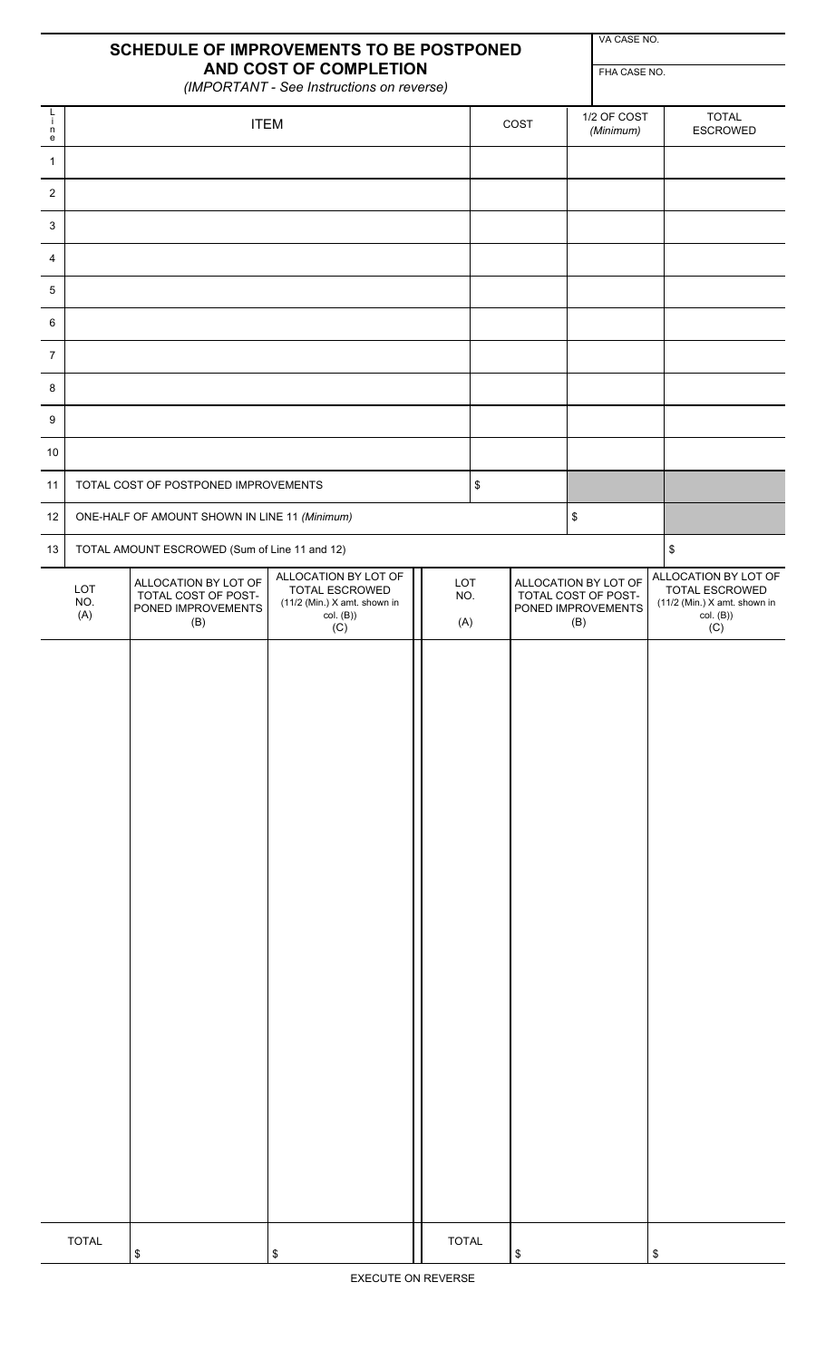# SCHEDULE OF IMPROVEMENTS TO BE POSTPONED AND COST OF COMPLETION

*(IMPORTANT - See Instructions on reverse)*

VA CASE NO.

FHA CASE NO.

| Line | ITEM | COST | 1/2 OF COST *(Minimum)* | TOTAL ESCROWED |
|---|---|---|---|---|
| 1 | | | | |
| 2 | | | | |
| 3 | | | | |
| 4 | | | | |
| 5 | | | | |
| 6 | | | | |
| 7 | | | | |
| 8 | | | | |
| 9 | | | | |
| 10 | | | | |
| 11 | TOTAL COST OF POSTPONED IMPROVEMENTS | $ | | |
| 12 | ONE-HALF OF AMOUNT SHOWN IN LINE 11 *(Minimum)* | | $ | |
| 13 | TOTAL AMOUNT ESCROWED (Sum of Line 11 and 12) | | | $ |

| LOT NO. (A) | ALLOCATION BY LOT OF TOTAL COST OF POST-PONED IMPROVEMENTS (B) | ALLOCATION BY LOT OF TOTAL ESCROWED (11/2 (Min.) X amt. shown in col. (B)) (C) | LOT NO. (A) | ALLOCATION BY LOT OF TOTAL COST OF POST-PONED IMPROVEMENTS (B) | ALLOCATION BY LOT OF TOTAL ESCROWED (11/2 (Min.) X amt. shown in col. (B)) (C) |
|---|---|---|---|---|---|
| | | | | | |
| TOTAL | $ | $ | TOTAL | $ | $ |

EXECUTE ON REVERSE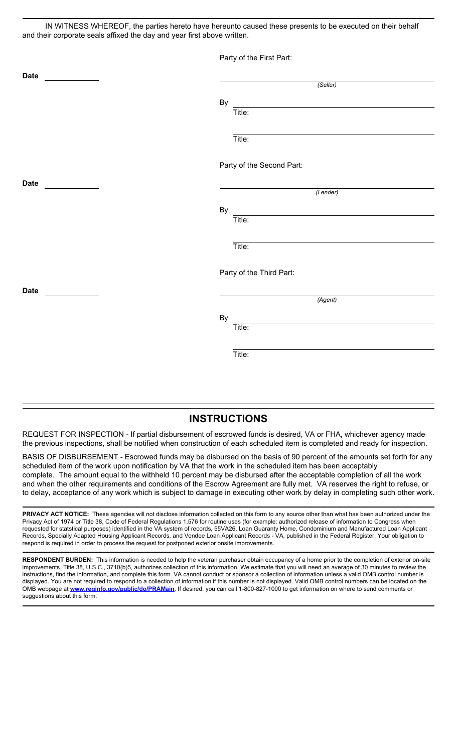IN WITNESS WHEREOF, the parties hereto have hereunto caused these presents to be executed on their behalf and their corporate seals affixed the day and year first above written.

Party of the First Part:

**Date** ____________

______________________________
*(Seller)*

By ______________________________
Title:

______________________________
Title:

Party of the Second Part:

**Date** ____________

______________________________
*(Lender)*

By ______________________________
Title:

______________________________
Title:

Party of the Third Part:

**Date** ____________

______________________________
*(Agent)*

By ______________________________
Title:

______________________________
Title:

## INSTRUCTIONS

REQUEST FOR INSPECTION - If partial disbursement of escrowed funds is desired, VA or FHA, whichever agency made the previous inspections, shall be notified when construction of each scheduled item is completed and ready for inspection.

BASIS OF DISBURSEMENT - Escrowed funds may be disbursed on the basis of 90 percent of the amounts set forth for any scheduled item of the work upon notification by VA that the work in the scheduled item has been acceptably complete. The amount equal to the withheld 10 percent may be disbursed after the acceptable completion of all the work and when the other requirements and conditions of the Escrow Agreement are fully met. VA reserves the right to refuse, or to delay, acceptance of any work which is subject to damage in executing other work by delay in completing such other work.

**PRIVACY ACT NOTICE:** These agencies will not disclose information collected on this form to any source other than what has been authorized under the Privacy Act of 1974 or Title 38, Code of Federal Regulations 1.576 for routine uses (for example: authorized release of information to Congress when requested for statstical purposes) identified in the VA system of records, 55VA26, Loan Guaranty Home, Condominium and Manufactured Loan Applicant Records, Specially Adapted Housing Applicant Records, and Vendee Loan Applicant Records - VA, published in the Federal Register. Your obligation to respond is required in order to process the request for postponed exterior onsite improvements.

**RESPONDENT BURDEN:** This information is needed to help the veteran purchaser obtain occupancy of a home prior to the completion of exterior on-site improvements. Title 38, U.S.C., 3710(b)5, authorizes collection of this information. We estimate that you will need an average of 30 minutes to review the instructions, find the information, and complete this form. VA cannot conduct or sponsor a collection of information unless a valid OMB control number is displayed. You are not required to respond to a collection of information if this number is not displayed. Valid OMB control numbers can be located on the OMB webpage at **www.reginfo.gov/public/do/PRAMain**. If desired, you can call 1-800-827-1000 to get information on where to send comments or suggestions about this form.